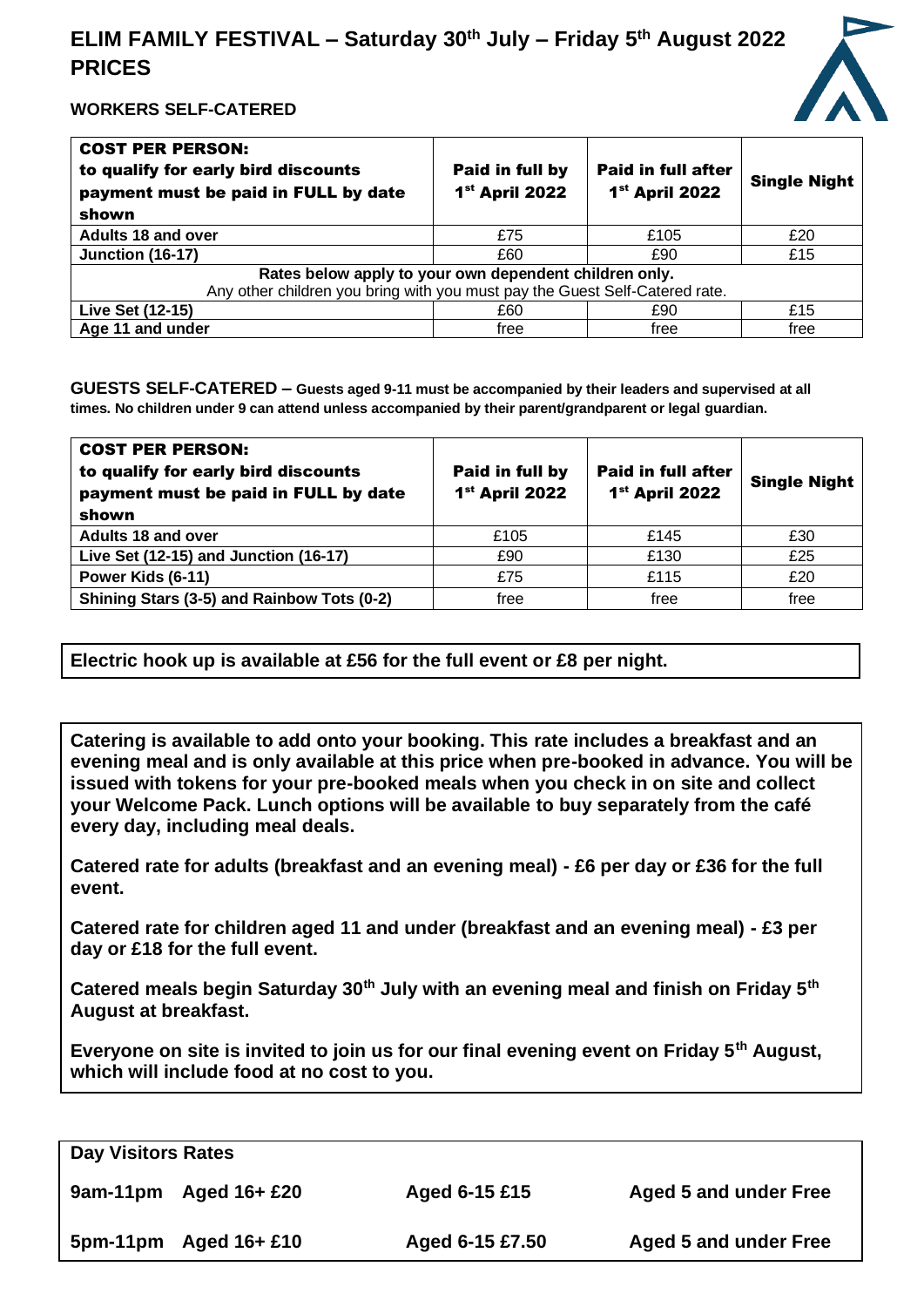# ELIM FAMILY FESTIVAL – Saturday 30th July – Friday 5th August 2022 PRICES

**WORKERS SELF-CATERED**

| COST PER PERSON: to qualify for early bird discounts payment must be paid in FULL by date shown | Paid in full by 1st April 2022 | Paid in full after 1st April 2022 | Single Night |
|---|---|---|---|
| **Adults 18 and over** | £75 | £105 | £20 |
| **Junction (16-17)** | £60 | £90 | £15 |
| **Rates below apply to your own dependent children only.** Any other children you bring with you must pay the Guest Self-Catered rate. | | | |
| **Live Set (12-15)** | £60 | £90 | £15 |
| **Age 11 and under** | free | free | free |

**GUESTS SELF-CATERED – Guests aged 9-11 must be accompanied by their leaders and supervised at all times. No children under 9 can attend unless accompanied by their parent/grandparent or legal guardian.**

| COST PER PERSON: to qualify for early bird discounts payment must be paid in FULL by date shown | Paid in full by 1st April 2022 | Paid in full after 1st April 2022 | Single Night |
|---|---|---|---|
| **Adults 18 and over** | £105 | £145 | £30 |
| **Live Set (12-15) and Junction (16-17)** | £90 | £130 | £25 |
| **Power Kids (6-11)** | £75 | £115 | £20 |
| **Shining Stars (3-5) and Rainbow Tots (0-2)** | free | free | free |

**Electric hook up is available at £56 for the full event or £8 per night.**

**Catering is available to add onto your booking. This rate includes a breakfast and an evening meal and is only available at this price when pre-booked in advance. You will be issued with tokens for your pre-booked meals when you check in on site and collect your Welcome Pack. Lunch options will be available to buy separately from the café every day, including meal deals.**

**Catered rate for adults (breakfast and an evening meal) - £6 per day or £36 for the full event.**

**Catered rate for children aged 11 and under (breakfast and an evening meal) - £3 per day or £18 for the full event.**

**Catered meals begin Saturday 30th July with an evening meal and finish on Friday 5th August at breakfast.**

**Everyone on site is invited to join us for our final evening event on Friday 5th August, which will include food at no cost to you.**

**Day Visitors Rates**

| | | | |
|---|---|---|---|
| **9am-11pm** | **Aged 16+ £20** | **Aged 6-15 £15** | **Aged 5 and under Free** |
| **5pm-11pm** | **Aged 16+ £10** | **Aged 6-15 £7.50** | **Aged 5 and under Free** |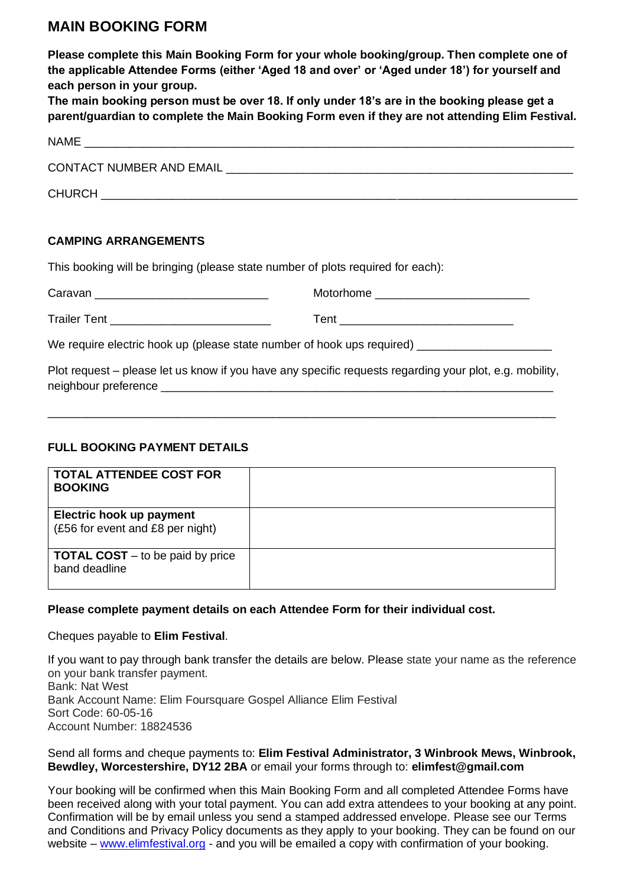## MAIN BOOKING FORM

**Please complete this Main Booking Form for your whole booking/group. Then complete one of the applicable Attendee Forms (either 'Aged 18 and over' or 'Aged under 18') for yourself and each person in your group.**
**The main booking person must be over 18. If only under 18's are in the booking please get a parent/guardian to complete the Main Booking Form even if they are not attending Elim Festival.**

NAME ___________________________________________________________________________

CONTACT NUMBER AND EMAIL _____________________________________________________

CHURCH _________________________________________________________________________

### CAMPING ARRANGEMENTS

This booking will be bringing (please state number of plots required for each):

Caravan ___________________________ Motorhome ________________________

Trailer Tent _________________________ Tent ___________________________

We require electric hook up (please state number of hook ups required) _____________________

Plot request – please let us know if you have any specific requests regarding your plot, e.g. mobility, neighbour preference ______________________________________________________________

_________________________________________________________________________________

### FULL BOOKING PAYMENT DETAILS

| | |
|---|---|
| **TOTAL ATTENDEE COST FOR BOOKING** | |
| **Electric hook up payment** (£56 for event and £8 per night) | |
| **TOTAL COST** – to be paid by price band deadline | |

**Please complete payment details on each Attendee Form for their individual cost.**

Cheques payable to **Elim Festival**.

If you want to pay through bank transfer the details are below. Please state your name as the reference on your bank transfer payment.
Bank: Nat West
Bank Account Name: Elim Foursquare Gospel Alliance Elim Festival
Sort Code: 60-05-16
Account Number: 18824536

Send all forms and cheque payments to: **Elim Festival Administrator, 3 Winbrook Mews, Winbrook, Bewdley, Worcestershire, DY12 2BA** or email your forms through to: **elimfest@gmail.com**

Your booking will be confirmed when this Main Booking Form and all completed Attendee Forms have been received along with your total payment. You can add extra attendees to your booking at any point. Confirmation will be by email unless you send a stamped addressed envelope. Please see our Terms and Conditions and Privacy Policy documents as they apply to your booking. They can be found on our website – [www.elimfestival.org](http://www.elimfestival.org) - and you will be emailed a copy with confirmation of your booking.